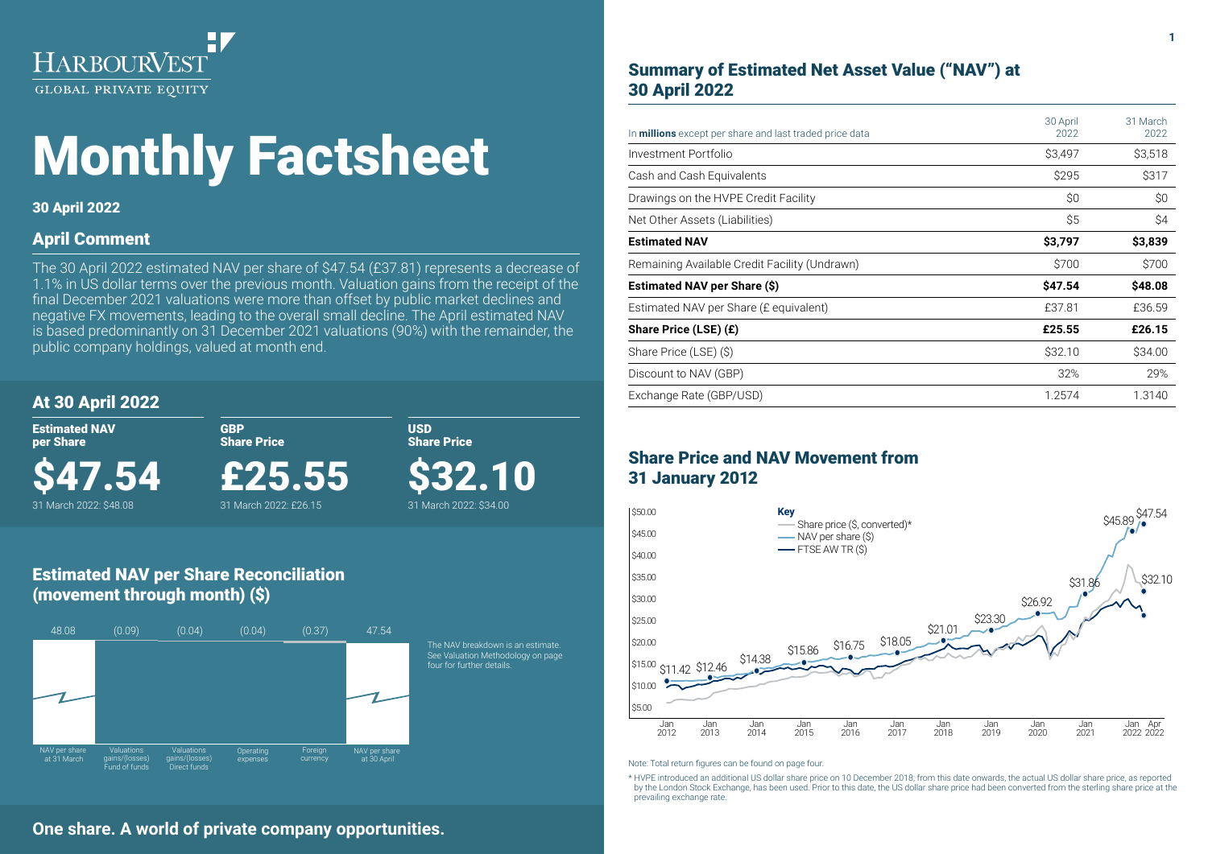# HarbourVest Global Private Equity

# Monthly Factsheet

**30 April 2022**

## April Comment

The 30 April 2022 estimated NAV per share of $47.54 (£37.81) represents a decrease of 1.1% in US dollar terms over the previous month. Valuation gains from the receipt of the final December 2021 valuations were more than offset by public market declines and negative FX movements, leading to the overall small decline. The April estimated NAV is based predominantly on 31 December 2021 valuations (90%) with the remainder, the public company holdings, valued at month end.

## At 30 April 2022

| Estimated NAV per Share | GBP Share Price | USD Share Price |
|---|---|---|
| **$47.54** | **£25.55** | **$32.10** |
| 31 March 2022: $48.08 | 31 March 2022: £26.15 | 31 March 2022: $34.00 |

## Estimated NAV per Share Reconciliation (movement through month) ($)

| NAV per share at 31 March | Valuations gains/(losses) Fund of funds | Valuations gains/(losses) Direct funds | Operating expenses | Foreign currency | NAV per share at 30 April |
|---|---|---|---|---|---|
| 48.08 | (0.09) | (0.04) | (0.04) | (0.37) | 47.54 |

The NAV breakdown is an estimate. See Valuation Methodology on page four for further details.

## Summary of Estimated Net Asset Value ("NAV") at 30 April 2022

| In **millions** except per share and last traded price data | 30 April 2022 | 31 March 2022 |
|---|---|---|
| Investment Portfolio | $3,497 | $3,518 |
| Cash and Cash Equivalents | $295 | $317 |
| Drawings on the HVPE Credit Facility | $0 | $0 |
| Net Other Assets (Liabilities) | $5 | $4 |
| **Estimated NAV** | **$3,797** | **$3,839** |
| Remaining Available Credit Facility (Undrawn) | $700 | $700 |
| **Estimated NAV per Share ($)** | **$47.54** | **$48.08** |
| Estimated NAV per Share (£ equivalent) | £37.81 | £36.59 |
| **Share Price (LSE) (£)** | **£25.55** | **£26.15** |
| Share Price (LSE) ($) | $32.10 | $34.00 |
| Discount to NAV (GBP) | 32% | 29% |
| Exchange Rate (GBP/USD) | 1.2574 | 1.3140 |

## Share Price and NAV Movement from 31 January 2012

Key: Share price ($, converted)*; NAV per share ($); FTSE AW TR ($)

NAV per share ($) labelled points: $11.42, $12.46, $14.38, $15.86, $16.75, $18.05, $21.01, $23.30, $26.92, $31.86, $45.89, $47.54; Share price: $32.10

Note: Total return figures can be found on page four.

\* HVPE introduced an additional US dollar share price on 10 December 2018; from this date onwards, the actual US dollar share price, as reported by the London Stock Exchange, has been used. Prior to this date, the US dollar share price had been converted from the sterling share price at the prevailing exchange rate.

**One share. A world of private company opportunities.**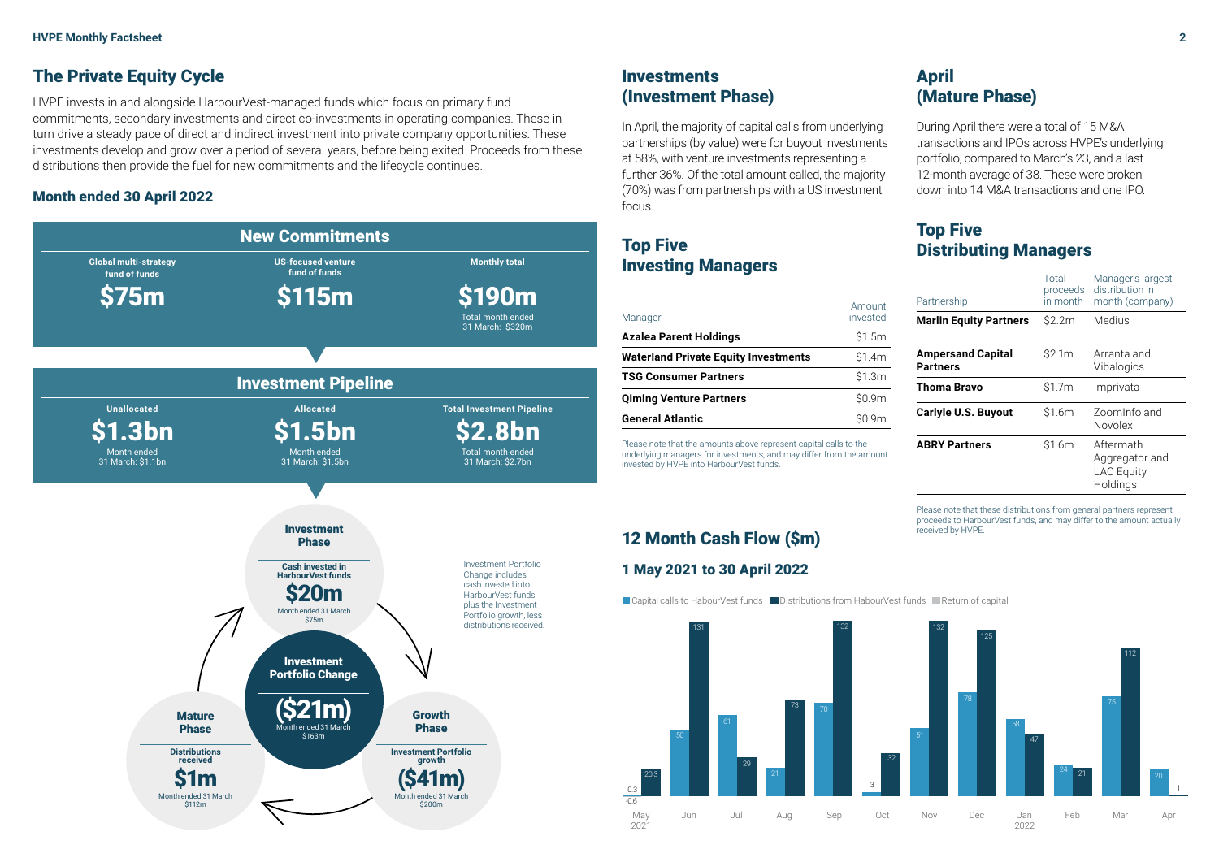## The Private Equity Cycle

HVPE invests in and alongside HarbourVest-managed funds which focus on primary fund commitments, secondary investments and direct co-investments in operating companies. These in turn drive a steady pace of direct and indirect investment into private company opportunities. These investments develop and grow over a period of several years, before being exited. Proceeds from these distributions then provide the fuel for new commitments and the lifecycle continues.

### Month ended 30 April 2022

**New Commitments**

| Global multi-strategy fund of funds | US-focused venture fund of funds | Monthly total |
|---|---|---|
| **$75m** | **$115m** | **$190m** |
| | | Total month ended 31 March: $320m |

**Investment Pipeline**

| Unallocated | Allocated | Total Investment Pipeline |
|---|---|---|
| **$1.3bn** | **$1.5bn** | **$2.8bn** |
| Month ended 31 March: $1.1bn | Month ended 31 March: $1.5bn | Total month ended 31 March: $2.7bn |

**Investment Phase**
Cash invested in HarbourVest funds
**$20m**
Month ended 31 March $75m

**Investment Portfolio Change**
**($21m)**
Month ended 31 March $163m

**Growth Phase**
Investment Portfolio growth
**($41m)**
Month ended 31 March $200m

**Mature Phase**
Distributions received
**$1m**
Month ended 31 March $112m

Investment Portfolio Change includes cash invested into HarbourVest funds plus the Investment Portfolio growth, less distributions received.

## Investments (Investment Phase)

In April, the majority of capital calls from underlying partnerships (by value) were for buyout investments at 58%, with venture investments representing a further 36%. Of the total amount called, the majority (70%) was from partnerships with a US investment focus.

## Top Five Investing Managers

| Manager | Amount invested |
|---|---|
| **Azalea Parent Holdings** | $1.5m |
| **Waterland Private Equity Investments** | $1.4m |
| **TSG Consumer Partners** | $1.3m |
| **Qiming Venture Partners** | $0.9m |
| **General Atlantic** | $0.9m |

Please note that the amounts above represent capital calls to the underlying managers for investments, and may differ from the amount invested by HVPE into HarbourVest funds.

## April (Mature Phase)

During April there were a total of 15 M&A transactions and IPOs across HVPE's underlying portfolio, compared to March's 23, and a last 12-month average of 38. These were broken down into 14 M&A transactions and one IPO.

## Top Five Distributing Managers

| Partnership | Total proceeds in month | Manager's largest distribution in month (company) |
|---|---|---|
| **Marlin Equity Partners** | $2.2m | Medius |
| **Ampersand Capital Partners** | $2.1m | Arranta and Vibalogics |
| **Thoma Bravo** | $1.7m | Imprivata |
| **Carlyle U.S. Buyout** | $1.6m | ZoomInfo and Novolex |
| **ABRY Partners** | $1.6m | Aftermath Aggregator and LAC Equity Holdings |

Please note that these distributions from general partners represent proceeds to HarbourVest funds, and may differ to the amount actually received by HVPE.

## 12 Month Cash Flow ($m)

### 1 May 2021 to 30 April 2022

| Month | Capital calls to HabourVest funds | Distributions from HabourVest funds | Return of capital |
|---|---|---|---|
| May 2021 | 0.3 | 20.3 | -0.6 |
| Jun | 50 | 131 | |
| Jul | 61 | 29 | |
| Aug | 21 | 73 | |
| Sep | 70 | 132 | |
| Oct | 3 | 32 | |
| Nov | 51 | 132 | |
| Dec | 78 | 125 | |
| Jan 2022 | 58 | 47 | |
| Feb | 24 | 21 | |
| Mar | 75 | 112 | |
| Apr | 20 | 1 | |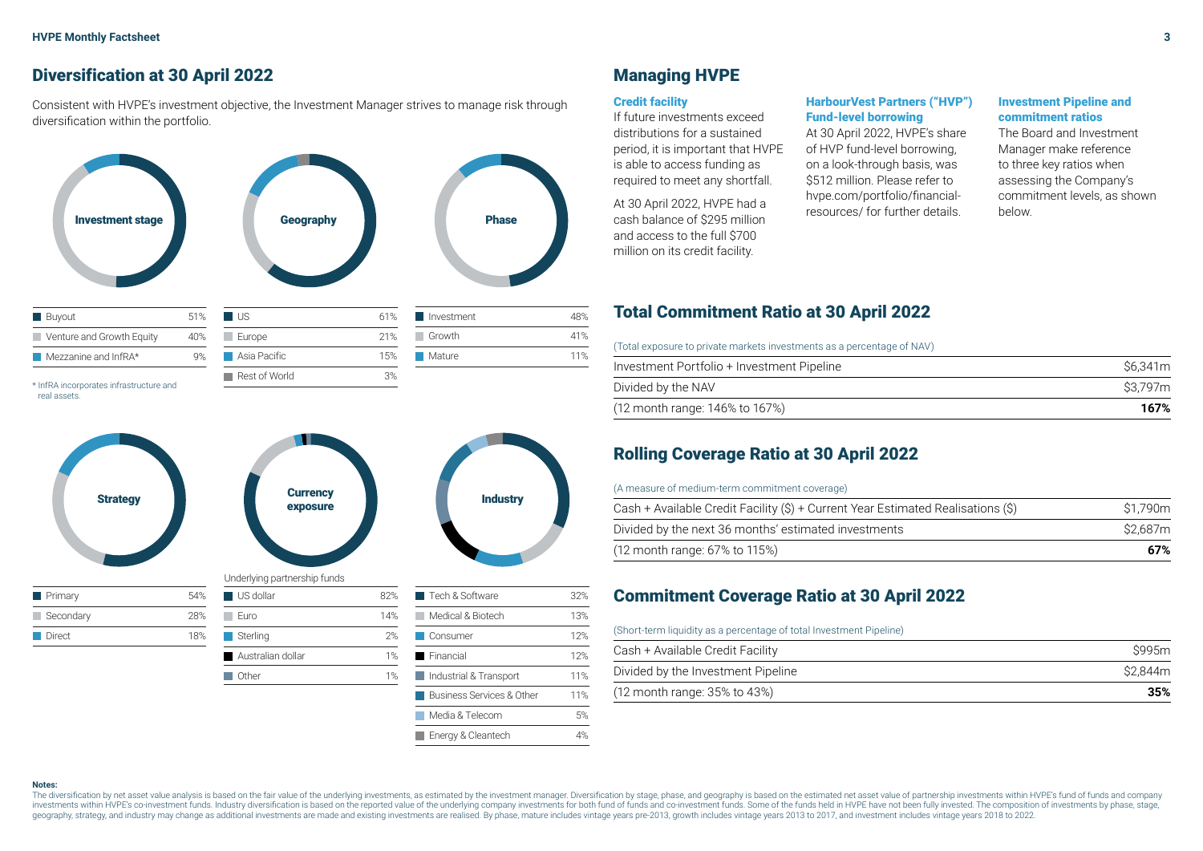## Diversification at 30 April 2022

Consistent with HVPE's investment objective, the Investment Manager strives to manage risk through diversification within the portfolio.

**Investment stage**

| Investment stage | |
|---|---|
| Buyout | 51% |
| Venture and Growth Equity | 40% |
| Mezzanine and InfRA* | 9% |

\* InfRA incorporates infrastructure and real assets.

**Geography**

| Geography | |
|---|---|
| US | 61% |
| Europe | 21% |
| Asia Pacific | 15% |
| Rest of World | 3% |

**Phase**

| Phase | |
|---|---|
| Investment | 48% |
| Growth | 41% |
| Mature | 11% |

**Strategy**

| Strategy | |
|---|---|
| Primary | 54% |
| Secondary | 28% |
| Direct | 18% |

**Currency exposure**

Underlying partnership funds

| Currency exposure | |
|---|---|
| US dollar | 82% |
| Euro | 14% |
| Sterling | 2% |
| Australian dollar | 1% |
| Other | 1% |

**Industry**

| Industry | |
|---|---|
| Tech & Software | 32% |
| Medical & Biotech | 13% |
| Consumer | 12% |
| Financial | 12% |
| Industrial & Transport | 11% |
| Business Services & Other | 11% |
| Media & Telecom | 5% |
| Energy & Cleantech | 4% |

## Managing HVPE

### Credit facility

If future investments exceed distributions for a sustained period, it is important that HVPE is able to access funding as required to meet any shortfall.

At 30 April 2022, HVPE had a cash balance of $295 million and access to the full $700 million on its credit facility.

### HarbourVest Partners ("HVP") Fund-level borrowing

At 30 April 2022, HVPE's share of HVP fund-level borrowing, on a look-through basis, was $512 million. Please refer to hvpe.com/portfolio/financial-resources/ for further details.

### Investment Pipeline and commitment ratios

The Board and Investment Manager make reference to three key ratios when assessing the Company's commitment levels, as shown below.

## Total Commitment Ratio at 30 April 2022

(Total exposure to private markets investments as a percentage of NAV)

| | |
|---|---|
| Investment Portfolio + Investment Pipeline | $6,341m |
| Divided by the NAV | $3,797m |
| (12 month range: 146% to 167%) | **167%** |

## Rolling Coverage Ratio at 30 April 2022

(A measure of medium-term commitment coverage)

| | |
|---|---|
| Cash + Available Credit Facility ($) + Current Year Estimated Realisations ($) | $1,790m |
| Divided by the next 36 months' estimated investments | $2,687m |
| (12 month range: 67% to 115%) | **67%** |

## Commitment Coverage Ratio at 30 April 2022

(Short-term liquidity as a percentage of total Investment Pipeline)

| | |
|---|---|
| Cash + Available Credit Facility | $995m |
| Divided by the Investment Pipeline | $2,844m |
| (12 month range: 35% to 43%) | **35%** |

**Notes:**

The diversification by net asset value analysis is based on the fair value of the underlying investments, as estimated by the investment manager. Diversification by stage, phase, and geography is based on the estimated net asset value of partnership investments within HVPE's fund of funds and company investments within HVPE's co-investment funds. Industry diversification is based on the reported value of the underlying company investments for both fund of funds and co-investment funds. Some of the funds held in HVPE have not been fully invested. The composition of investments by phase, stage, geography, strategy, and industry may change as additional investments are made and existing investments are realised. By phase, mature includes vintage years pre-2013, growth includes vintage years 2013 to 2017, and investment includes vintage years 2018 to 2022.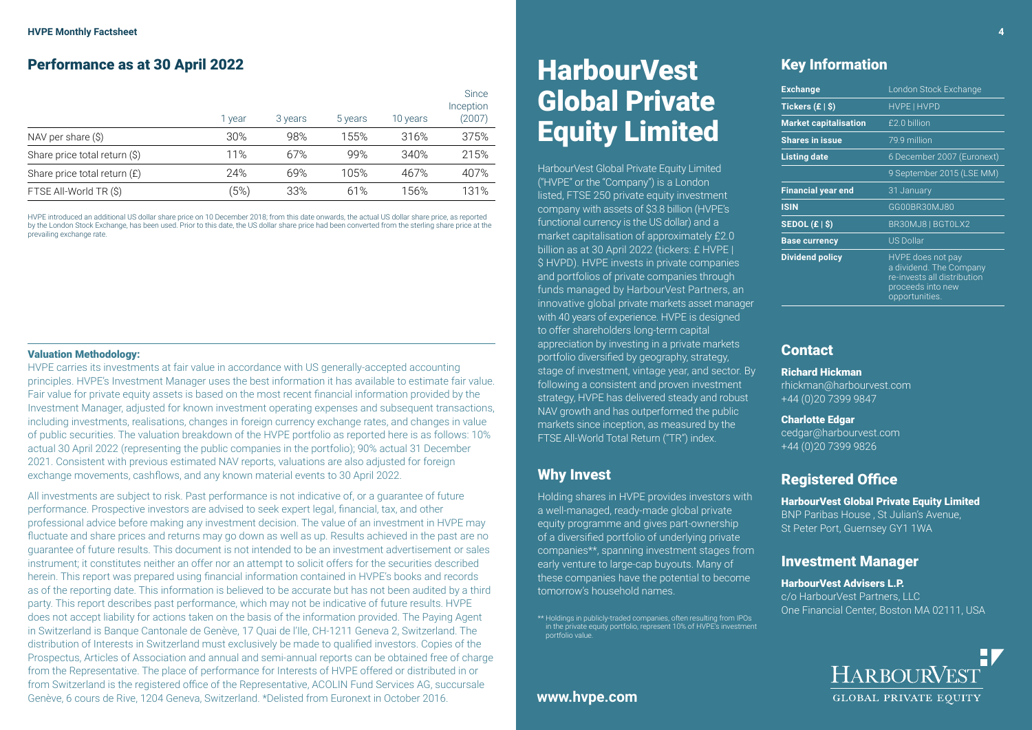## Performance as at 30 April 2022

| | 1 year | 3 years | 5 years | 10 years | Since Inception (2007) |
|---|---|---|---|---|---|
| NAV per share ($) | 30% | 98% | 155% | 316% | 375% |
| Share price total return ($) | 11% | 67% | 99% | 340% | 215% |
| Share price total return (£) | 24% | 69% | 105% | 467% | 407% |
| FTSE All-World TR ($) | (5%) | 33% | 61% | 156% | 131% |

HVPE introduced an additional US dollar share price on 10 December 2018; from this date onwards, the actual US dollar share price, as reported by the London Stock Exchange, has been used. Prior to this date, the US dollar share price had been converted from the sterling share price at the prevailing exchange rate.

### Valuation Methodology:

HVPE carries its investments at fair value in accordance with US generally-accepted accounting principles. HVPE's Investment Manager uses the best information it has available to estimate fair value. Fair value for private equity assets is based on the most recent financial information provided by the Investment Manager, adjusted for known investment operating expenses and subsequent transactions, including investments, realisations, changes in foreign currency exchange rates, and changes in value of public securities. The valuation breakdown of the HVPE portfolio as reported here is as follows: 10% actual 30 April 2022 (representing the public companies in the portfolio); 90% actual 31 December 2021. Consistent with previous estimated NAV reports, valuations are also adjusted for foreign exchange movements, cashflows, and any known material events to 30 April 2022.

All investments are subject to risk. Past performance is not indicative of, or a guarantee of future performance. Prospective investors are advised to seek expert legal, financial, tax, and other professional advice before making any investment decision. The value of an investment in HVPE may fluctuate and share prices and returns may go down as well as up. Results achieved in the past are no guarantee of future results. This document is not intended to be an investment advertisement or sales instrument; it constitutes neither an offer nor an attempt to solicit offers for the securities described herein. This report was prepared using financial information contained in HVPE's books and records as of the reporting date. This information is believed to be accurate but has not been audited by a third party. This report describes past performance, which may not be indicative of future results. HVPE does not accept liability for actions taken on the basis of the information provided. The Paying Agent in Switzerland is Banque Cantonale de Genève, 17 Quai de l'Ile, CH-1211 Geneva 2, Switzerland. The distribution of Interests in Switzerland must exclusively be made to qualified investors. Copies of the Prospectus, Articles of Association and annual and semi-annual reports can be obtained free of charge from the Representative. The place of performance for Interests of HVPE offered or distributed in or from Switzerland is the registered office of the Representative, ACOLIN Fund Services AG, succursale Genève, 6 cours de Rive, 1204 Geneva, Switzerland. *Delisted from Euronext in October 2016.

# HarbourVest Global Private Equity Limited

HarbourVest Global Private Equity Limited ("HVPE" or the "Company") is a London listed, FTSE 250 private equity investment company with assets of $3.8 billion (HVPE's functional currency is the US dollar) and a market capitalisation of approximately £2.0 billion as at 30 April 2022 (tickers: £ HVPE | $ HVPD). HVPE invests in private companies and portfolios of private companies through funds managed by HarbourVest Partners, an innovative global private markets asset manager with 40 years of experience. HVPE is designed to offer shareholders long-term capital appreciation by investing in a private markets portfolio diversified by geography, strategy, stage of investment, vintage year, and sector. By following a consistent and proven investment strategy, HVPE has delivered steady and robust NAV growth and has outperformed the public markets since inception, as measured by the FTSE All-World Total Return ("TR") index.

## Why Invest

Holding shares in HVPE provides investors with a well-managed, ready-made global private equity programme and gives part-ownership of a diversified portfolio of underlying private companies**, spanning investment stages from early venture to large-cap buyouts. Many of these companies have the potential to become tomorrow's household names.

** Holdings in publicly-traded companies, often resulting from IPOs in the private equity portfolio, represent 10% of HVPE's investment portfolio value.

**www.hvpe.com**

## Key Information

| | |
|---|---|
| **Exchange** | London Stock Exchange |
| **Tickers (£ \| $)** | HVPE \| HVPD |
| **Market capitalisation** | £2.0 billion |
| **Shares in issue** | 79.9 million |
| **Listing date** | 6 December 2007 (Euronext) |
| | 9 September 2015 (LSE MM) |
| **Financial year end** | 31 January |
| **ISIN** | GG00BR30MJ80 |
| **SEDOL (£ \| $)** | BR30MJ8 \| BGT0LX2 |
| **Base currency** | US Dollar |
| **Dividend policy** | HVPE does not pay a dividend. The Company re-invests all distribution proceeds into new opportunities. |

## Contact

**Richard Hickman**
rhickman@harbourvest.com
+44 (0)20 7399 9847

**Charlotte Edgar**
cedgar@harbourvest.com
+44 (0)20 7399 9826

## Registered Office

**HarbourVest Global Private Equity Limited**
BNP Paribas House , St Julian's Avenue,
St Peter Port, Guernsey GY1 1WA

## Investment Manager

**HarbourVest Advisers L.P.**
c/o HarbourVest Partners, LLC
One Financial Center, Boston MA 02111, USA

HARBOURVEST
GLOBAL PRIVATE EQUITY